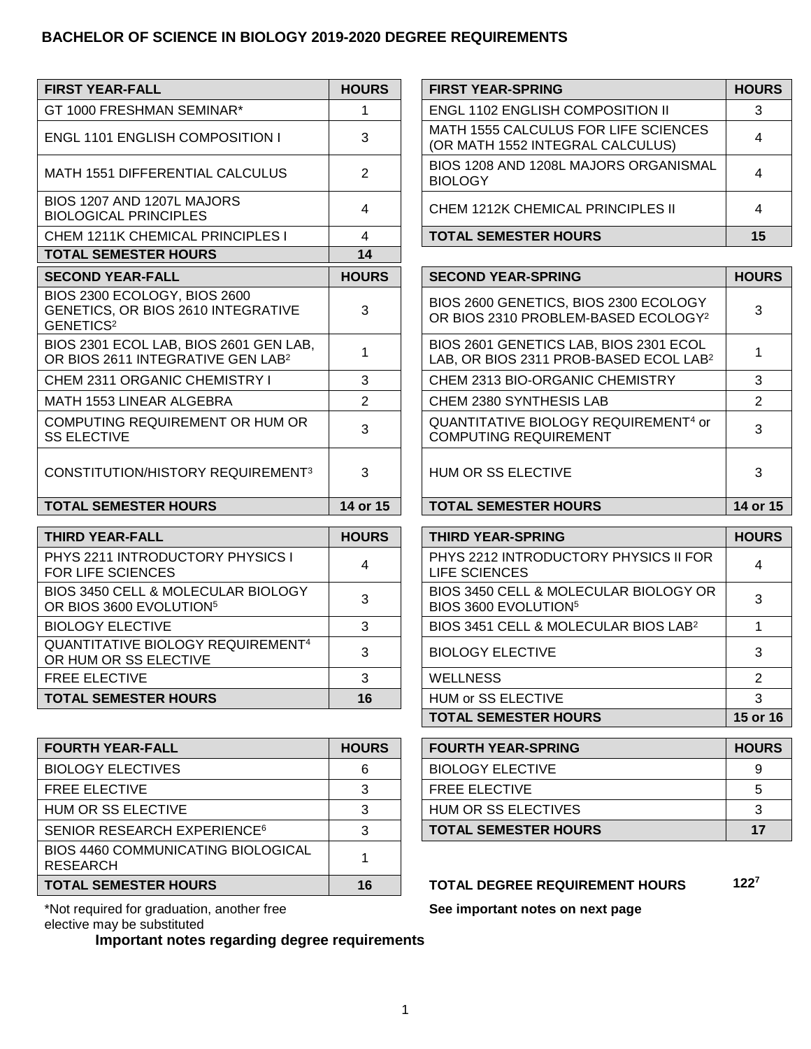# BACHELOR OF SCIENCE IN BIOLOGY 2019-2020 DEGREE REQUIREMENTS

| FIRST YEAR-FALL | HOURS |
| --- | --- |
| GT 1000 FRESHMAN SEMINAR* | 1 |
| ENGL 1101 ENGLISH COMPOSITION I | 3 |
| MATH 1551 DIFFERENTIAL CALCULUS | 2 |
| BIOS 1207 AND 1207L MAJORS BIOLOGICAL PRINCIPLES | 4 |
| CHEM 1211K CHEMICAL PRINCIPLES I | 4 |
| **TOTAL SEMESTER HOURS** | **14** |

| FIRST YEAR-SPRING | HOURS |
| --- | --- |
| ENGL 1102 ENGLISH COMPOSITION II | 3 |
| MATH 1555 CALCULUS FOR LIFE SCIENCES (OR MATH 1552 INTEGRAL CALCULUS) | 4 |
| BIOS 1208 AND 1208L MAJORS ORGANISMAL BIOLOGY | 4 |
| CHEM 1212K CHEMICAL PRINCIPLES II | 4 |
| **TOTAL SEMESTER HOURS** | **15** |

| SECOND YEAR-FALL | HOURS |
| --- | --- |
| BIOS 2300 ECOLOGY, BIOS 2600 GENETICS, OR BIOS 2610 INTEGRATIVE GENETICS[2] | 3 |
| BIOS 2301 ECOL LAB, BIOS 2601 GEN LAB, OR BIOS 2611 INTEGRATIVE GEN LAB[2] | 1 |
| CHEM 2311 ORGANIC CHEMISTRY I | 3 |
| MATH 1553 LINEAR ALGEBRA | 2 |
| COMPUTING REQUIREMENT OR HUM OR SS ELECTIVE | 3 |
| CONSTITUTION/HISTORY REQUIREMENT[3] | 3 |
| **TOTAL SEMESTER HOURS** | **14 or 15** |

| SECOND YEAR-SPRING | HOURS |
| --- | --- |
| BIOS 2600 GENETICS, BIOS 2300 ECOLOGY OR BIOS 2310 PROBLEM-BASED ECOLOGY[2] | 3 |
| BIOS 2601 GENETICS LAB, BIOS 2301 ECOL LAB, OR BIOS 2311 PROB-BASED ECOL LAB[2] | 1 |
| CHEM 2313 BIO-ORGANIC CHEMISTRY | 3 |
| CHEM 2380 SYNTHESIS LAB | 2 |
| QUANTITATIVE BIOLOGY REQUIREMENT[4] or COMPUTING REQUIREMENT | 3 |
| HUM OR SS ELECTIVE | 3 |
| **TOTAL SEMESTER HOURS** | **14 or 15** |

| THIRD YEAR-FALL | HOURS |
| --- | --- |
| PHYS 2211 INTRODUCTORY PHYSICS I FOR LIFE SCIENCES | 4 |
| BIOS 3450 CELL & MOLECULAR BIOLOGY OR BIOS 3600 EVOLUTION[5] | 3 |
| BIOLOGY ELECTIVE | 3 |
| QUANTITATIVE BIOLOGY REQUIREMENT[4] OR HUM OR SS ELECTIVE | 3 |
| FREE ELECTIVE | 3 |
| **TOTAL SEMESTER HOURS** | **16** |

| THIRD YEAR-SPRING | HOURS |
| --- | --- |
| PHYS 2212 INTRODUCTORY PHYSICS II FOR LIFE SCIENCES | 4 |
| BIOS 3450 CELL & MOLECULAR BIOLOGY OR BIOS 3600 EVOLUTION[5] | 3 |
| BIOS 3451 CELL & MOLECULAR BIOS LAB[2] | 1 |
| BIOLOGY ELECTIVE | 3 |
| WELLNESS | 2 |
| HUM or SS ELECTIVE | 3 |
| **TOTAL SEMESTER HOURS** | **15 or 16** |

| FOURTH YEAR-FALL | HOURS |
| --- | --- |
| BIOLOGY ELECTIVES | 6 |
| FREE ELECTIVE | 3 |
| HUM OR SS ELECTIVE | 3 |
| SENIOR RESEARCH EXPERIENCE[6] | 3 |
| BIOS 4460 COMMUNICATING BIOLOGICAL RESEARCH | 1 |
| **TOTAL SEMESTER HOURS** | **16** |

| FOURTH YEAR-SPRING | HOURS |
| --- | --- |
| BIOLOGY ELECTIVE | 9 |
| FREE ELECTIVE | 5 |
| HUM OR SS ELECTIVES | 3 |
| **TOTAL SEMESTER HOURS** | **17** |

**TOTAL DEGREE REQUIREMENT HOURS** 122[7]

**See important notes on next page**

*Not required for graduation, another free elective may be substituted

**Important notes regarding degree requirements**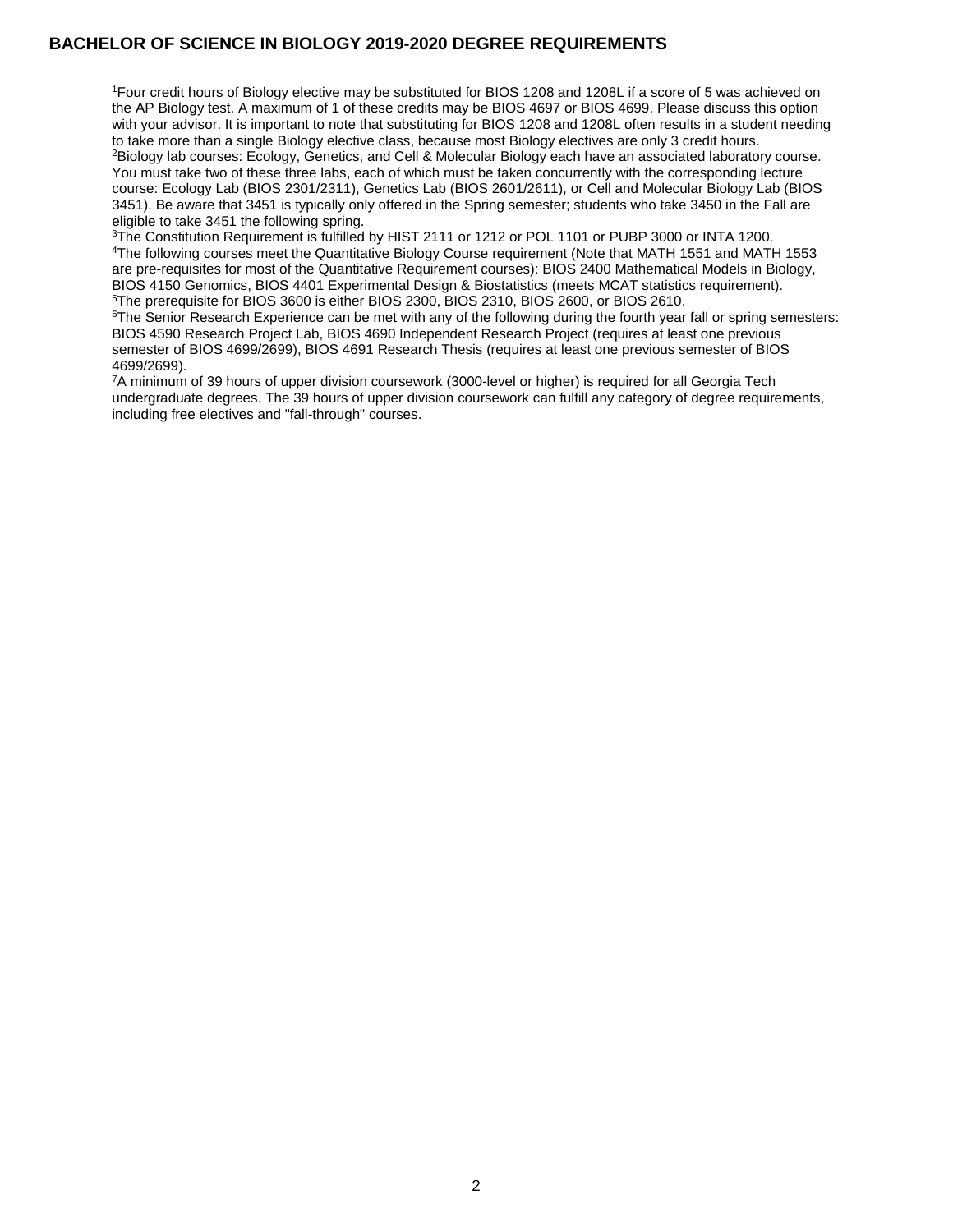## BACHELOR OF SCIENCE IN BIOLOGY 2019-2020 DEGREE REQUIREMENTS

[1]Four credit hours of Biology elective may be substituted for BIOS 1208 and 1208L if a score of 5 was achieved on the AP Biology test. A maximum of 1 of these credits may be BIOS 4697 or BIOS 4699. Please discuss this option with your advisor. It is important to note that substituting for BIOS 1208 and 1208L often results in a student needing to take more than a single Biology elective class, because most Biology electives are only 3 credit hours.

[2]Biology lab courses: Ecology, Genetics, and Cell & Molecular Biology each have an associated laboratory course. You must take two of these three labs, each of which must be taken concurrently with the corresponding lecture course: Ecology Lab (BIOS 2301/2311), Genetics Lab (BIOS 2601/2611), or Cell and Molecular Biology Lab (BIOS 3451). Be aware that 3451 is typically only offered in the Spring semester; students who take 3450 in the Fall are eligible to take 3451 the following spring.

[3]The Constitution Requirement is fulfilled by HIST 2111 or 1212 or POL 1101 or PUBP 3000 or INTA 1200.

[4]The following courses meet the Quantitative Biology Course requirement (Note that MATH 1551 and MATH 1553 are pre-requisites for most of the Quantitative Requirement courses): BIOS 2400 Mathematical Models in Biology, BIOS 4150 Genomics, BIOS 4401 Experimental Design & Biostatistics (meets MCAT statistics requirement).

[5]The prerequisite for BIOS 3600 is either BIOS 2300, BIOS 2310, BIOS 2600, or BIOS 2610.

[6]The Senior Research Experience can be met with any of the following during the fourth year fall or spring semesters: BIOS 4590 Research Project Lab, BIOS 4690 Independent Research Project (requires at least one previous semester of BIOS 4699/2699), BIOS 4691 Research Thesis (requires at least one previous semester of BIOS 4699/2699).

[7]A minimum of 39 hours of upper division coursework (3000-level or higher) is required for all Georgia Tech undergraduate degrees. The 39 hours of upper division coursework can fulfill any category of degree requirements, including free electives and "fall-through" courses.